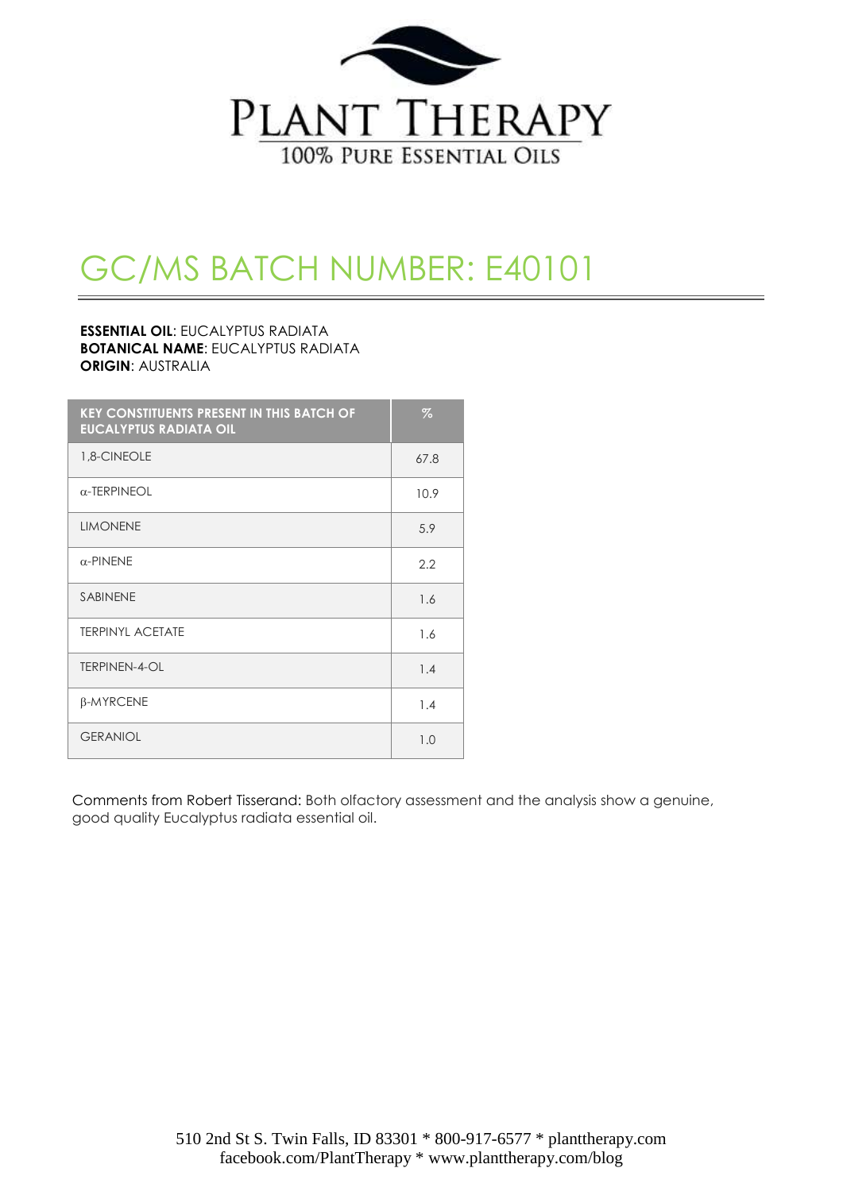# PLANT THERAPY

100% PURE ESSENTIAL OILS

## GC/MS BATCH NUMBER: E40101

**ESSENTIAL OIL**: EUCALYPTUS RADIATA
**BOTANICAL NAME**: EUCALYPTUS RADIATA
**ORIGIN**: AUSTRALIA

| KEY CONSTITUENTS PRESENT IN THIS BATCH OF EUCALYPTUS RADIATA OIL | % |
|---|---|
| 1,8-CINEOLE | 67.8 |
| α-TERPINEOL | 10.9 |
| LIMONENE | 5.9 |
| α-PINENE | 2.2 |
| SABINENE | 1.6 |
| TERPINYL ACETATE | 1.6 |
| TERPINEN-4-OL | 1.4 |
| β-MYRCENE | 1.4 |
| GERANIOL | 1.0 |

Comments from Robert Tisserand: Both olfactory assessment and the analysis show a genuine, good quality Eucalyptus radiata essential oil.

510 2nd St S. Twin Falls, ID 83301 * 800-917-6577 * planttherapy.com
facebook.com/PlantTherapy * www.planttherapy.com/blog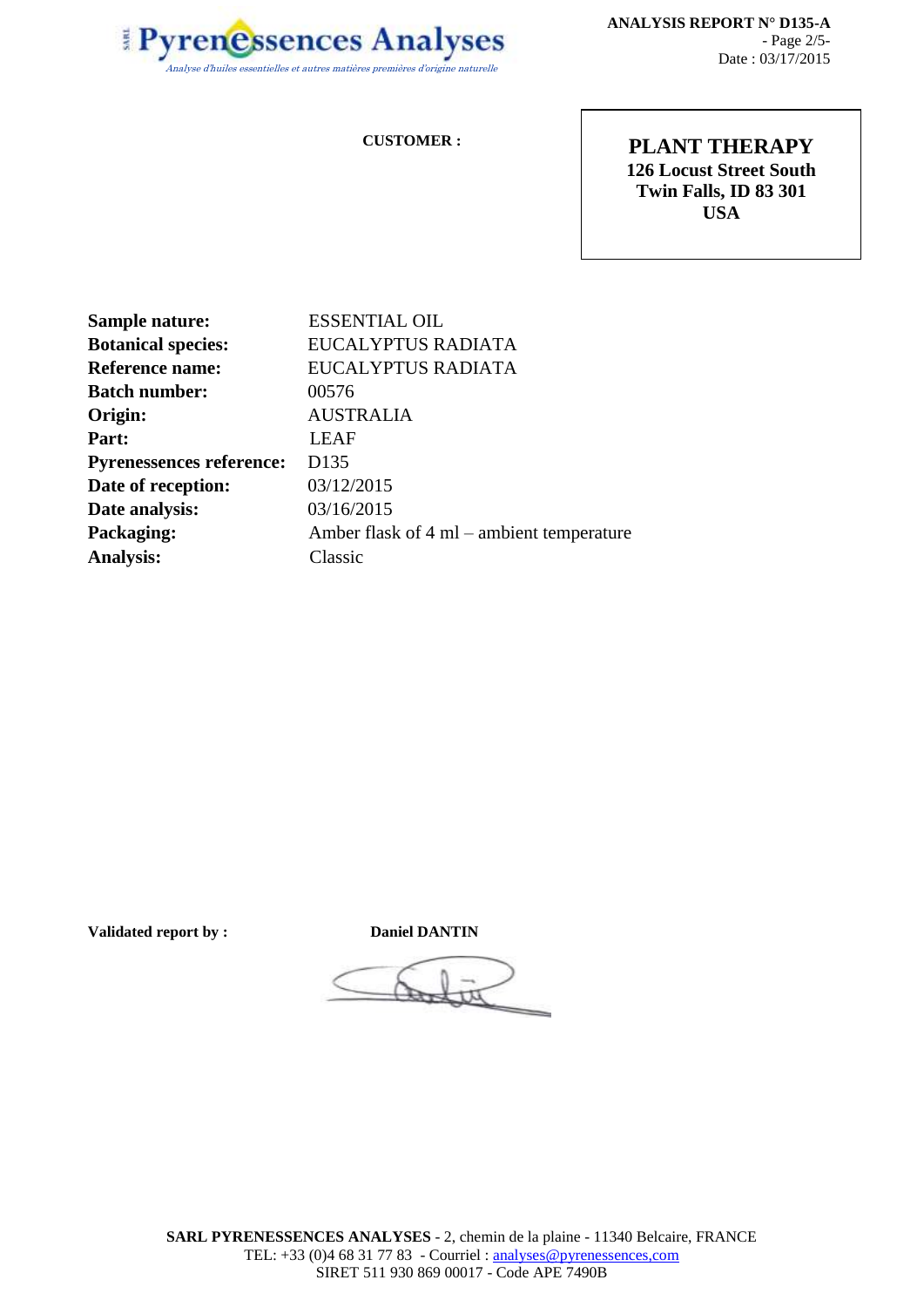**ANALYSIS REPORT N° D135-A**
Date : 03/17/2015

**CUSTOMER :**

**PLANT THERAPY**
**126 Locust Street South**
**Twin Falls, ID 83 301**
**USA**

| | |
|---|---|
| **Sample nature:** | ESSENTIAL OIL |
| **Botanical species:** | EUCALYPTUS RADIATA |
| **Reference name:** | EUCALYPTUS RADIATA |
| **Batch number:** | 00576 |
| **Origin:** | AUSTRALIA |
| **Part:** | LEAF |
| **Pyrenessences reference:** | D135 |
| **Date of reception:** | 03/12/2015 |
| **Date analysis:** | 03/16/2015 |
| **Packaging:** | Amber flask of 4 ml – ambient temperature |
| **Analysis:** | Classic |

**Validated report by :** **Daniel DANTIN**

**SARL PYRENESSENCES ANALYSES** - 2, chemin de la plaine - 11340 Belcaire, FRANCE
TEL: +33 (0)4 68 31 77 83 - Courriel : analyses@pyrenessences,com
SIRET 511 930 869 00017 - Code APE 7490B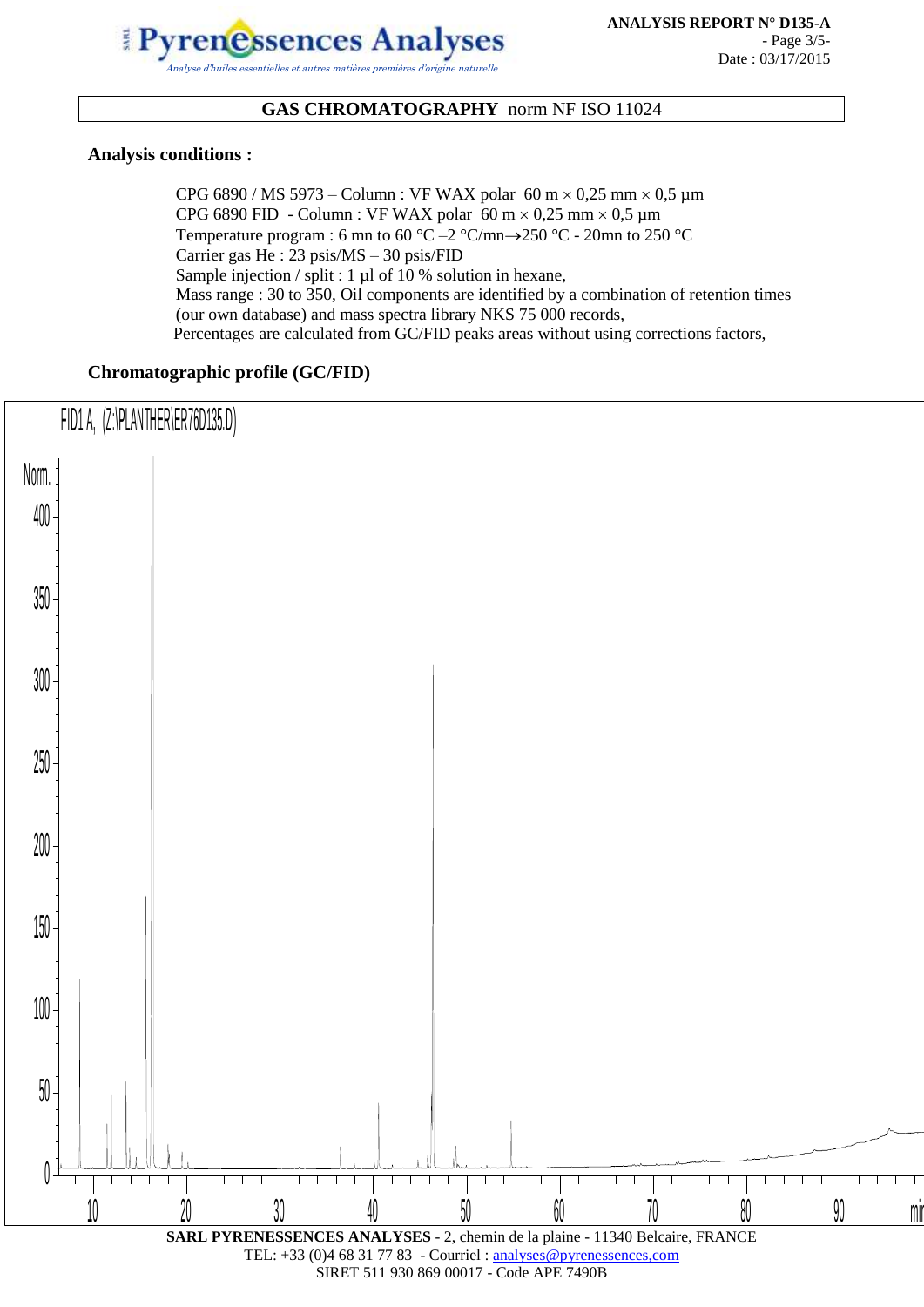## GAS CHROMATOGRAPHY norm NF ISO 11024

**Analysis conditions :**

CPG 6890 / MS 5973 – Column : VF WAX polar 60 m × 0,25 mm × 0,5 µm
CPG 6890 FID - Column : VF WAX polar 60 m × 0,25 mm × 0,5 µm
Temperature program : 6 mn to 60 °C –2 °C/mn→250 °C - 20mn to 250 °C
Carrier gas He : 23 psis/MS – 30 psis/FID
Sample injection / split : 1 µl of 10 % solution in hexane,
Mass range : 30 to 350, Oil components are identified by a combination of retention times (our own database) and mass spectra library NKS 75 000 records,
Percentages are calculated from GC/FID peaks areas without using corrections factors,

**Chromatographic profile (GC/FID)**

SARL PYRENESSENCES ANALYSES - 2, chemin de la plaine - 11340 Belcaire, FRANCE
TEL: +33 (0)4 68 31 77 83 - Courriel : analyses@pyrenessences,com
SIRET 511 930 869 00017 - Code APE 7490B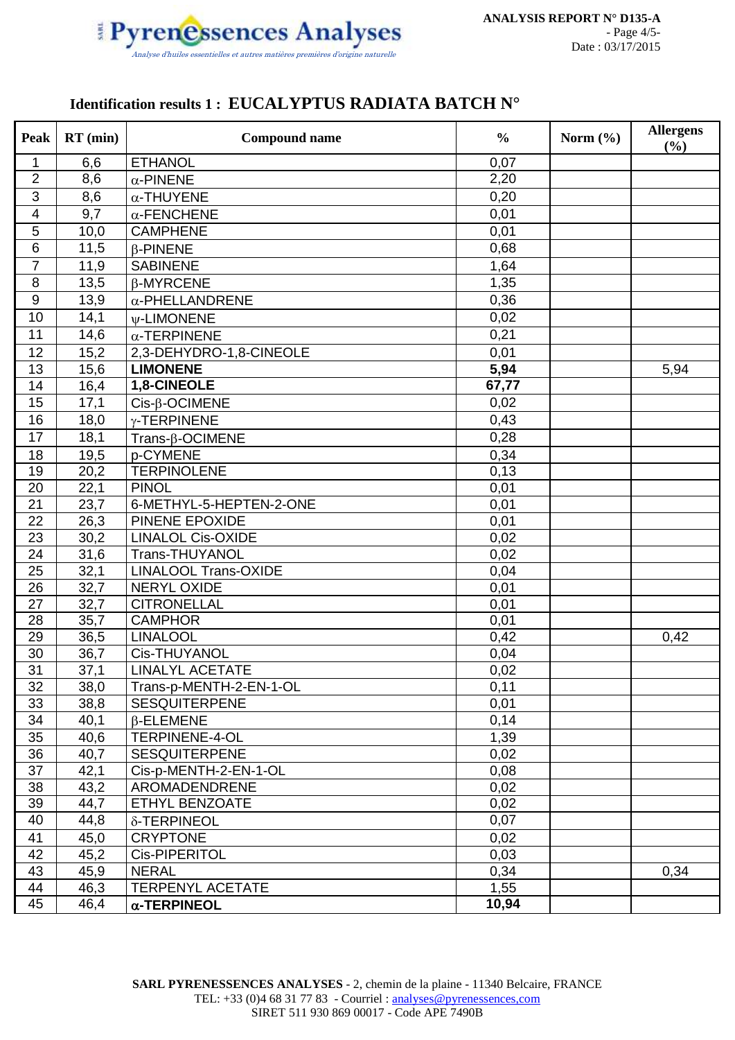## Identification results 1 : EUCALYPTUS RADIATA BATCH N°

| Peak | RT (min) | Compound name | % | Norm (%) | Allergens (%) |
|---|---|---|---|---|---|
| 1 | 6,6 | ETHANOL | 0,07 | | |
| 2 | 8,6 | α-PINENE | 2,20 | | |
| 3 | 8,6 | α-THUYENE | 0,20 | | |
| 4 | 9,7 | α-FENCHENE | 0,01 | | |
| 5 | 10,0 | CAMPHENE | 0,01 | | |
| 6 | 11,5 | β-PINENE | 0,68 | | |
| 7 | 11,9 | SABINENE | 1,64 | | |
| 8 | 13,5 | β-MYRCENE | 1,35 | | |
| 9 | 13,9 | α-PHELLANDRENE | 0,36 | | |
| 10 | 14,1 | ψ-LIMONENE | 0,02 | | |
| 11 | 14,6 | α-TERPINENE | 0,21 | | |
| 12 | 15,2 | 2,3-DEHYDRO-1,8-CINEOLE | 0,01 | | |
| 13 | 15,6 | **LIMONENE** | **5,94** | | 5,94 |
| 14 | 16,4 | **1,8-CINEOLE** | **67,77** | | |
| 15 | 17,1 | Cis-β-OCIMENE | 0,02 | | |
| 16 | 18,0 | γ-TERPINENE | 0,43 | | |
| 17 | 18,1 | Trans-β-OCIMENE | 0,28 | | |
| 18 | 19,5 | p-CYMENE | 0,34 | | |
| 19 | 20,2 | TERPINOLENE | 0,13 | | |
| 20 | 22,1 | PINOL | 0,01 | | |
| 21 | 23,7 | 6-METHYL-5-HEPTEN-2-ONE | 0,01 | | |
| 22 | 26,3 | PINENE EPOXIDE | 0,01 | | |
| 23 | 30,2 | LINALOL Cis-OXIDE | 0,02 | | |
| 24 | 31,6 | Trans-THUYANOL | 0,02 | | |
| 25 | 32,1 | LINALOOL Trans-OXIDE | 0,04 | | |
| 26 | 32,7 | NERYL OXIDE | 0,01 | | |
| 27 | 32,7 | CITRONELLAL | 0,01 | | |
| 28 | 35,7 | CAMPHOR | 0,01 | | |
| 29 | 36,5 | LINALOOL | 0,42 | | 0,42 |
| 30 | 36,7 | Cis-THUYANOL | 0,04 | | |
| 31 | 37,1 | LINALYL ACETATE | 0,02 | | |
| 32 | 38,0 | Trans-p-MENTH-2-EN-1-OL | 0,11 | | |
| 33 | 38,8 | SESQUITERPENE | 0,01 | | |
| 34 | 40,1 | β-ELEMENE | 0,14 | | |
| 35 | 40,6 | TERPINENE-4-OL | 1,39 | | |
| 36 | 40,7 | SESQUITERPENE | 0,02 | | |
| 37 | 42,1 | Cis-p-MENTH-2-EN-1-OL | 0,08 | | |
| 38 | 43,2 | AROMADENDRENE | 0,02 | | |
| 39 | 44,7 | ETHYL BENZOATE | 0,02 | | |
| 40 | 44,8 | δ-TERPINEOL | 0,07 | | |
| 41 | 45,0 | CRYPTONE | 0,02 | | |
| 42 | 45,2 | Cis-PIPERITOL | 0,03 | | |
| 43 | 45,9 | NERAL | 0,34 | | 0,34 |
| 44 | 46,3 | TERPENYL ACETATE | 1,55 | | |
| 45 | 46,4 | **α-TERPINEOL** | **10,94** | | |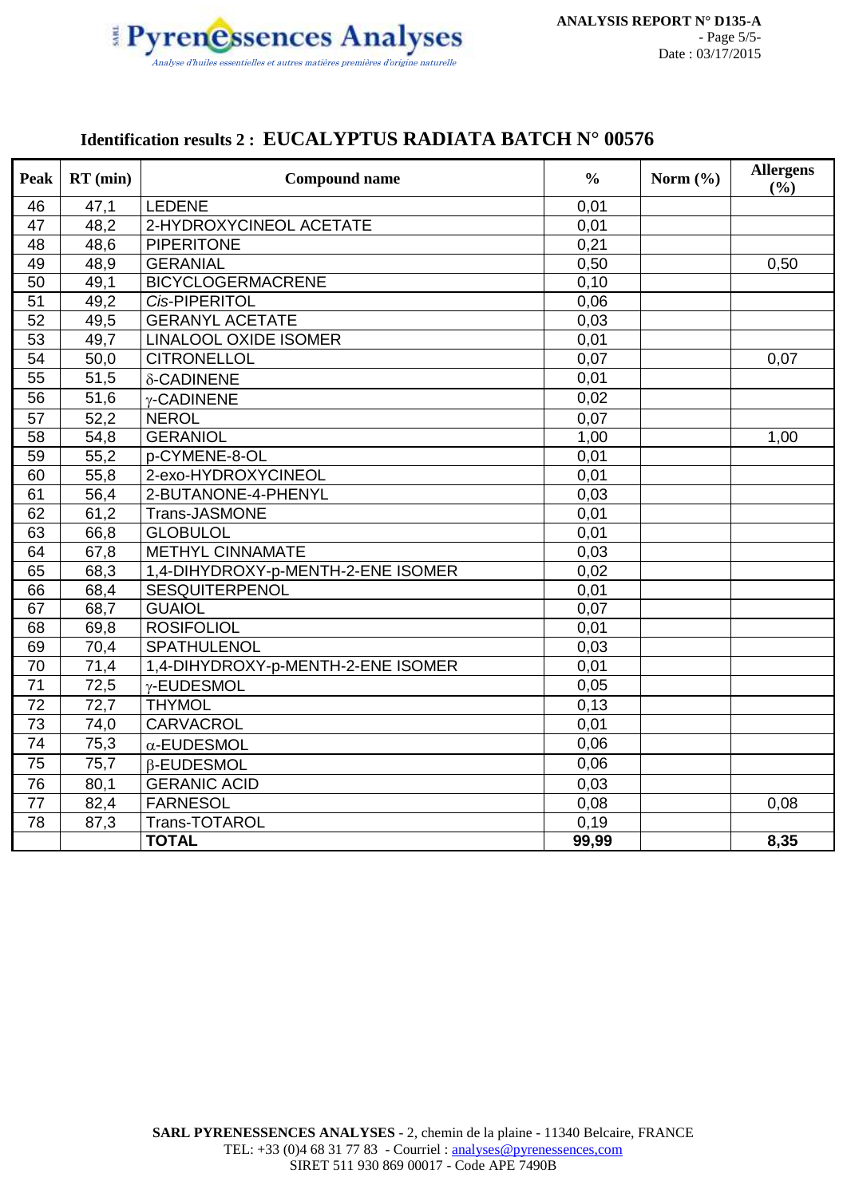## Identification results 2 : EUCALYPTUS RADIATA BATCH N° 00576

| Peak | RT (min) | Compound name | % | Norm (%) | Allergens (%) |
|---|---|---|---|---|---|
| 46 | 47,1 | LEDENE | 0,01 | | |
| 47 | 48,2 | 2-HYDROXYCINEOL ACETATE | 0,01 | | |
| 48 | 48,6 | PIPERITONE | 0,21 | | |
| 49 | 48,9 | GERANIAL | 0,50 | | 0,50 |
| 50 | 49,1 | BICYCLOGERMACRENE | 0,10 | | |
| 51 | 49,2 | *Cis*-PIPERITOL | 0,06 | | |
| 52 | 49,5 | GERANYL ACETATE | 0,03 | | |
| 53 | 49,7 | LINALOOL OXIDE ISOMER | 0,01 | | |
| 54 | 50,0 | CITRONELLOL | 0,07 | | 0,07 |
| 55 | 51,5 | δ-CADINENE | 0,01 | | |
| 56 | 51,6 | γ-CADINENE | 0,02 | | |
| 57 | 52,2 | NEROL | 0,07 | | |
| 58 | 54,8 | GERANIOL | 1,00 | | 1,00 |
| 59 | 55,2 | p-CYMENE-8-OL | 0,01 | | |
| 60 | 55,8 | 2-exo-HYDROXYCINEOL | 0,01 | | |
| 61 | 56,4 | 2-BUTANONE-4-PHENYL | 0,03 | | |
| 62 | 61,2 | Trans-JASMONE | 0,01 | | |
| 63 | 66,8 | GLOBULOL | 0,01 | | |
| 64 | 67,8 | METHYL CINNAMATE | 0,03 | | |
| 65 | 68,3 | 1,4-DIHYDROXY-p-MENTH-2-ENE ISOMER | 0,02 | | |
| 66 | 68,4 | SESQUITERPENOL | 0,01 | | |
| 67 | 68,7 | GUAIOL | 0,07 | | |
| 68 | 69,8 | ROSIFOLIOL | 0,01 | | |
| 69 | 70,4 | SPATHULENOL | 0,03 | | |
| 70 | 71,4 | 1,4-DIHYDROXY-p-MENTH-2-ENE ISOMER | 0,01 | | |
| 71 | 72,5 | γ-EUDESMOL | 0,05 | | |
| 72 | 72,7 | THYMOL | 0,13 | | |
| 73 | 74,0 | CARVACROL | 0,01 | | |
| 74 | 75,3 | α-EUDESMOL | 0,06 | | |
| 75 | 75,7 | β-EUDESMOL | 0,06 | | |
| 76 | 80,1 | GERANIC ACID | 0,03 | | |
| 77 | 82,4 | FARNESOL | 0,08 | | 0,08 |
| 78 | 87,3 | Trans-TOTAROL | 0,19 | | |
| | | **TOTAL** | **99,99** | | **8,35** |

**SARL PYRENESSENCES ANALYSES** - 2, chemin de la plaine - 11340 Belcaire, FRANCE
TEL: +33 (0)4 68 31 77 83 - Courriel : analyses@pyrenessences,com
SIRET 511 930 869 00017 - Code APE 7490B